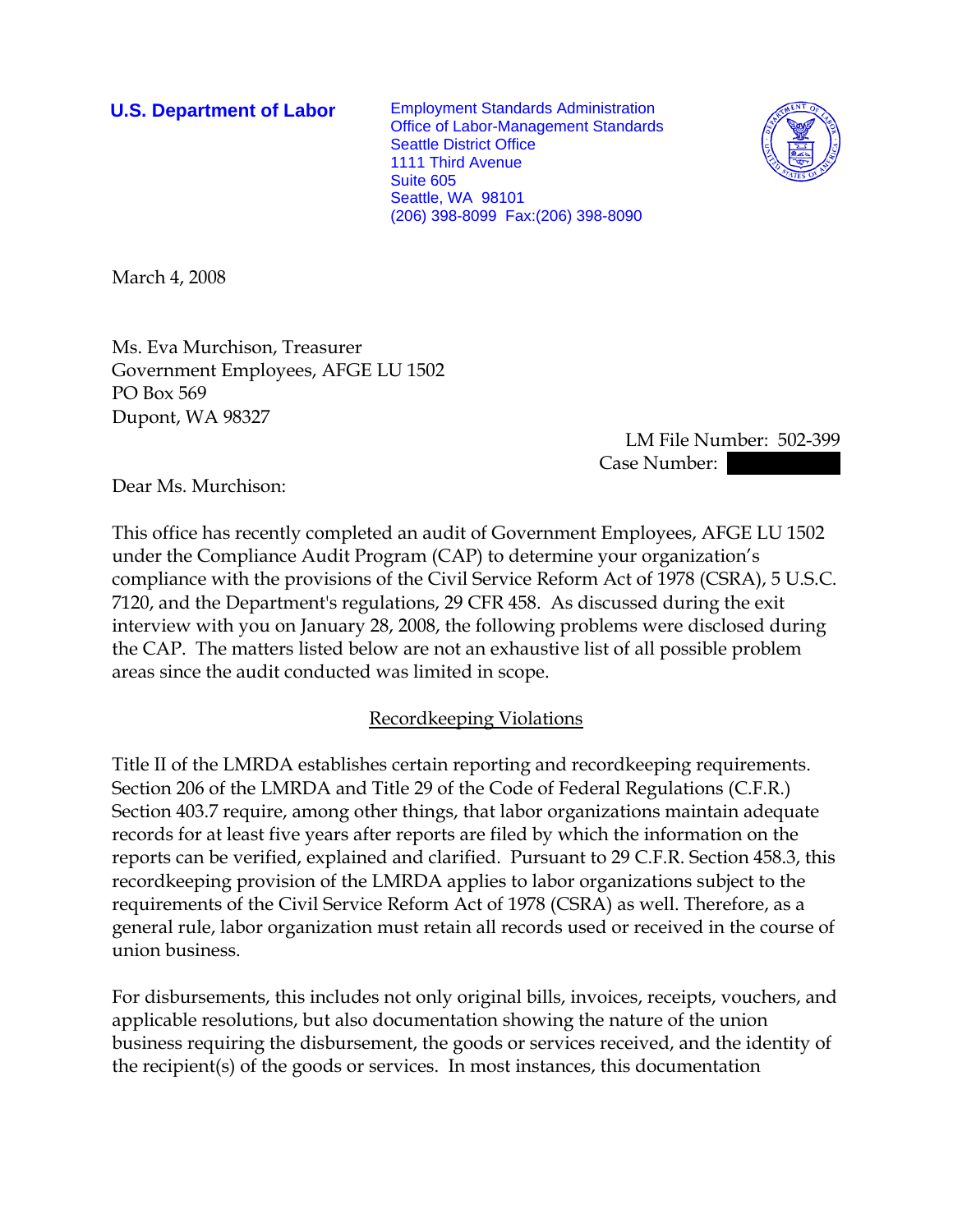**U.S. Department of Labor**

Employment Standards Administration
Office of Labor-Management Standards
Seattle District Office
1111 Third Avenue
Suite 605
Seattle, WA 98101
(206) 398-8099 Fax:(206) 398-8090

March 4, 2008

Ms. Eva Murchison, Treasurer
Government Employees, AFGE LU 1502
PO Box 569
Dupont, WA 98327

LM File Number: 502-399
Case Number: 

Dear Ms. Murchison:

This office has recently completed an audit of Government Employees, AFGE LU 1502 under the Compliance Audit Program (CAP) to determine your organization's compliance with the provisions of the Civil Service Reform Act of 1978 (CSRA), 5 U.S.C. 7120, and the Department's regulations, 29 CFR 458. As discussed during the exit interview with you on January 28, 2008, the following problems were disclosed during the CAP. The matters listed below are not an exhaustive list of all possible problem areas since the audit conducted was limited in scope.

## Recordkeeping Violations

Title II of the LMRDA establishes certain reporting and recordkeeping requirements. Section 206 of the LMRDA and Title 29 of the Code of Federal Regulations (C.F.R.) Section 403.7 require, among other things, that labor organizations maintain adequate records for at least five years after reports are filed by which the information on the reports can be verified, explained and clarified. Pursuant to 29 C.F.R. Section 458.3, this recordkeeping provision of the LMRDA applies to labor organizations subject to the requirements of the Civil Service Reform Act of 1978 (CSRA) as well. Therefore, as a general rule, labor organization must retain all records used or received in the course of union business.

For disbursements, this includes not only original bills, invoices, receipts, vouchers, and applicable resolutions, but also documentation showing the nature of the union business requiring the disbursement, the goods or services received, and the identity of the recipient(s) of the goods or services. In most instances, this documentation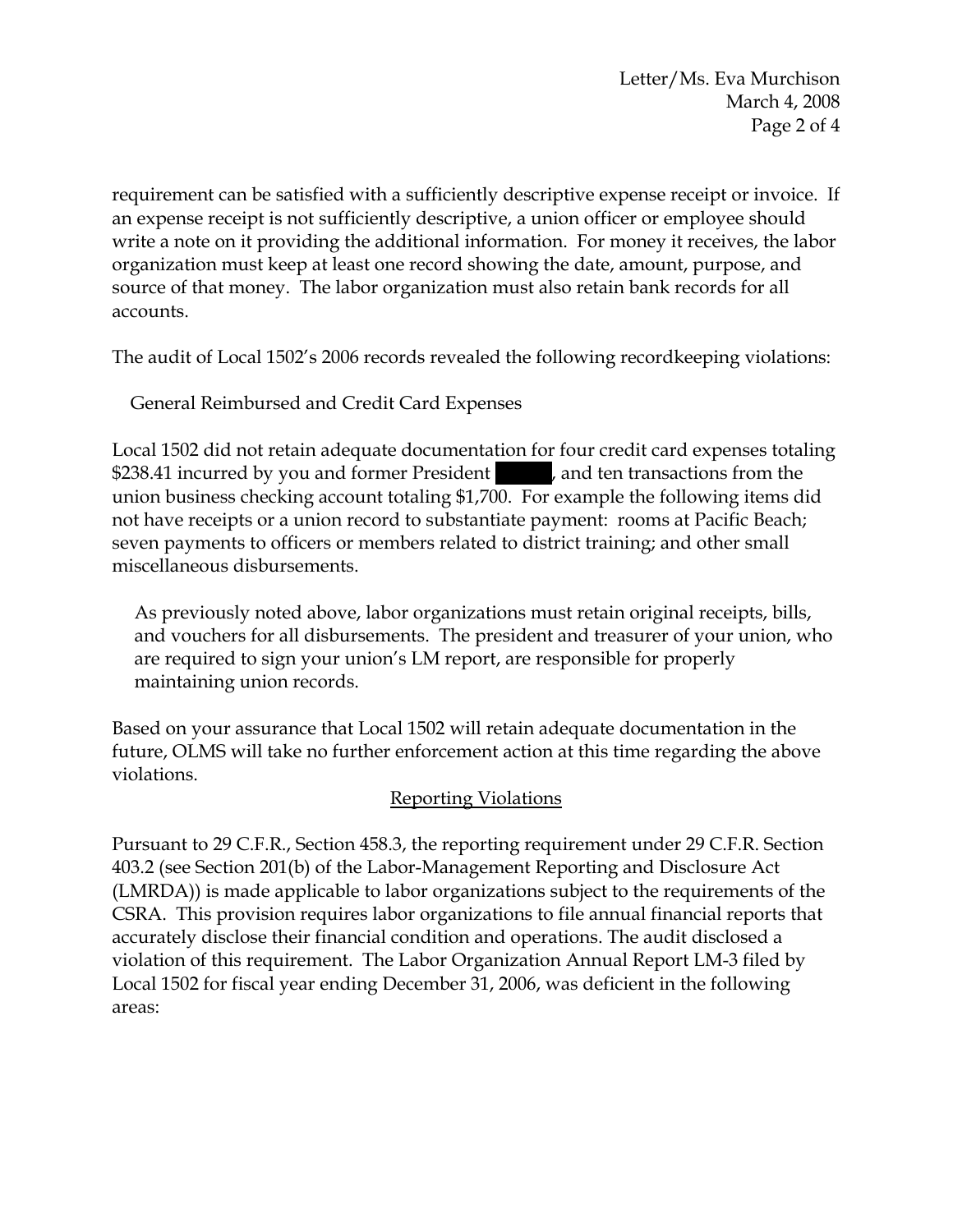requirement can be satisfied with a sufficiently descriptive expense receipt or invoice. If an expense receipt is not sufficiently descriptive, a union officer or employee should write a note on it providing the additional information. For money it receives, the labor organization must keep at least one record showing the date, amount, purpose, and source of that money. The labor organization must also retain bank records for all accounts.

The audit of Local 1502's 2006 records revealed the following recordkeeping violations:

General Reimbursed and Credit Card Expenses

Local 1502 did not retain adequate documentation for four credit card expenses totaling $238.41 incurred by you and former President [redacted], and ten transactions from the union business checking account totaling $1,700. For example the following items did not have receipts or a union record to substantiate payment: rooms at Pacific Beach; seven payments to officers or members related to district training; and other small miscellaneous disbursements.

> As previously noted above, labor organizations must retain original receipts, bills, and vouchers for all disbursements. The president and treasurer of your union, who are required to sign your union's LM report, are responsible for properly maintaining union records.

Based on your assurance that Local 1502 will retain adequate documentation in the future, OLMS will take no further enforcement action at this time regarding the above violations.

## Reporting Violations

Pursuant to 29 C.F.R., Section 458.3, the reporting requirement under 29 C.F.R. Section 403.2 (see Section 201(b) of the Labor-Management Reporting and Disclosure Act (LMRDA)) is made applicable to labor organizations subject to the requirements of the CSRA. This provision requires labor organizations to file annual financial reports that accurately disclose their financial condition and operations. The audit disclosed a violation of this requirement. The Labor Organization Annual Report LM-3 filed by Local 1502 for fiscal year ending December 31, 2006, was deficient in the following areas: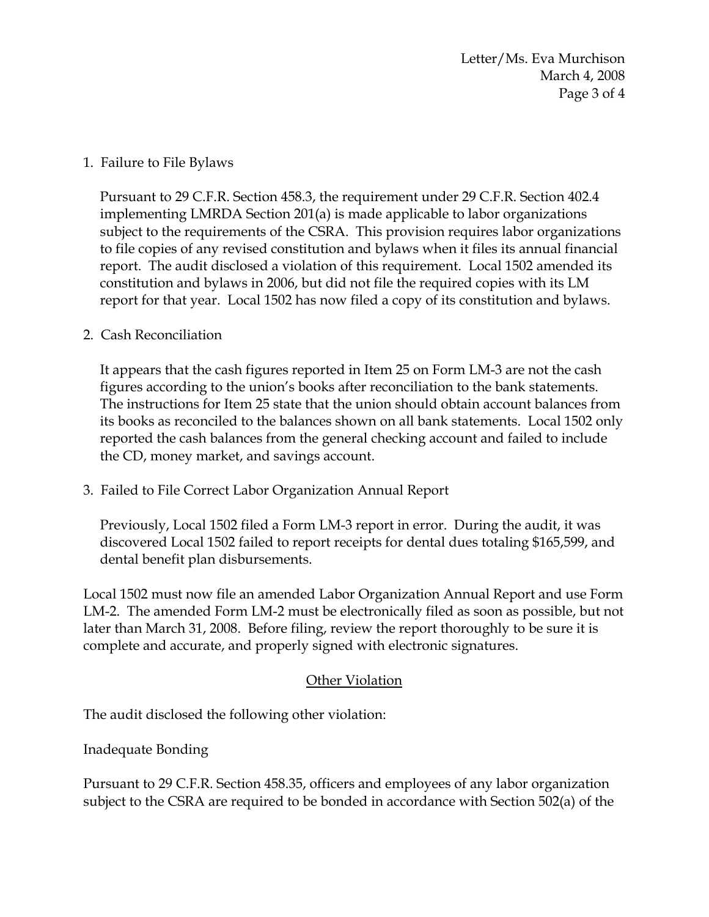1. Failure to File Bylaws

   Pursuant to 29 C.F.R. Section 458.3, the requirement under 29 C.F.R. Section 402.4 implementing LMRDA Section 201(a) is made applicable to labor organizations subject to the requirements of the CSRA. This provision requires labor organizations to file copies of any revised constitution and bylaws when it files its annual financial report. The audit disclosed a violation of this requirement. Local 1502 amended its constitution and bylaws in 2006, but did not file the required copies with its LM report for that year. Local 1502 has now filed a copy of its constitution and bylaws.

2. Cash Reconciliation

   It appears that the cash figures reported in Item 25 on Form LM-3 are not the cash figures according to the union's books after reconciliation to the bank statements. The instructions for Item 25 state that the union should obtain account balances from its books as reconciled to the balances shown on all bank statements. Local 1502 only reported the cash balances from the general checking account and failed to include the CD, money market, and savings account.

3. Failed to File Correct Labor Organization Annual Report

   Previously, Local 1502 filed a Form LM-3 report in error. During the audit, it was discovered Local 1502 failed to report receipts for dental dues totaling $165,599, and dental benefit plan disbursements.

Local 1502 must now file an amended Labor Organization Annual Report and use Form LM-2. The amended Form LM-2 must be electronically filed as soon as possible, but not later than March 31, 2008. Before filing, review the report thoroughly to be sure it is complete and accurate, and properly signed with electronic signatures.

## Other Violation

The audit disclosed the following other violation:

Inadequate Bonding

Pursuant to 29 C.F.R. Section 458.35, officers and employees of any labor organization subject to the CSRA are required to be bonded in accordance with Section 502(a) of the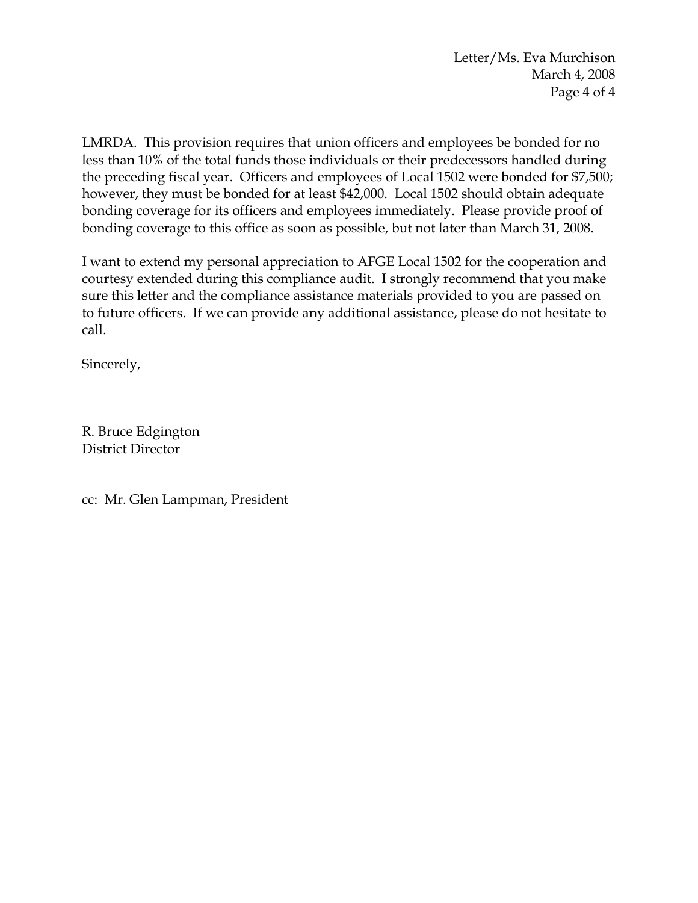LMRDA. This provision requires that union officers and employees be bonded for no less than 10% of the total funds those individuals or their predecessors handled during the preceding fiscal year. Officers and employees of Local 1502 were bonded for $7,500; however, they must be bonded for at least $42,000. Local 1502 should obtain adequate bonding coverage for its officers and employees immediately. Please provide proof of bonding coverage to this office as soon as possible, but not later than March 31, 2008.

I want to extend my personal appreciation to AFGE Local 1502 for the cooperation and courtesy extended during this compliance audit. I strongly recommend that you make sure this letter and the compliance assistance materials provided to you are passed on to future officers. If we can provide any additional assistance, please do not hesitate to call.

Sincerely,

R. Bruce Edgington
District Director

cc: Mr. Glen Lampman, President